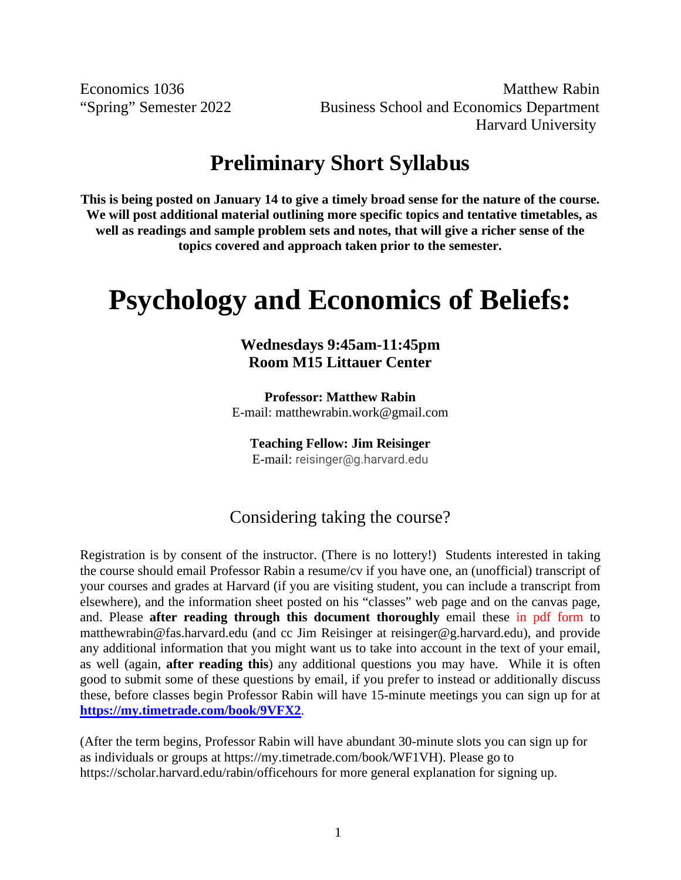Economics 1036
"Spring" Semester 2022

Matthew Rabin
Business School and Economics Department
Harvard University

## Preliminary Short Syllabus

**This is being posted on January 14 to give a timely broad sense for the nature of the course. We will post additional material outlining more specific topics and tentative timetables, as well as readings and sample problem sets and notes, that will give a richer sense of the topics covered and approach taken prior to the semester.**

# Psychology and Economics of Beliefs:

**Wednesdays 9:45am-11:45pm**
**Room M15 Littauer Center**

**Professor: Matthew Rabin**
E-mail: matthewrabin.work@gmail.com

**Teaching Fellow: Jim Reisinger**
E-mail: reisinger@g.harvard.edu

### Considering taking the course?

Registration is by consent of the instructor. (There is no lottery!) Students interested in taking the course should email Professor Rabin a resume/cv if you have one, an (unofficial) transcript of your courses and grades at Harvard (if you are visiting student, you can include a transcript from elsewhere), and the information sheet posted on his "classes" web page and on the canvas page, and. Please **after reading through this document thoroughly** email these in pdf form to matthewrabin@fas.harvard.edu (and cc Jim Reisinger at reisinger@g.harvard.edu), and provide any additional information that you might want us to take into account in the text of your email, as well (again, **after reading this**) any additional questions you may have. While it is often good to submit some of these questions by email, if you prefer to instead or additionally discuss these, before classes begin Professor Rabin will have 15-minute meetings you can sign up for at **https://my.timetrade.com/book/9VFX2**.

(After the term begins, Professor Rabin will have abundant 30-minute slots you can sign up for as individuals or groups at https://my.timetrade.com/book/WF1VH). Please go to https://scholar.harvard.edu/rabin/officehours for more general explanation for signing up.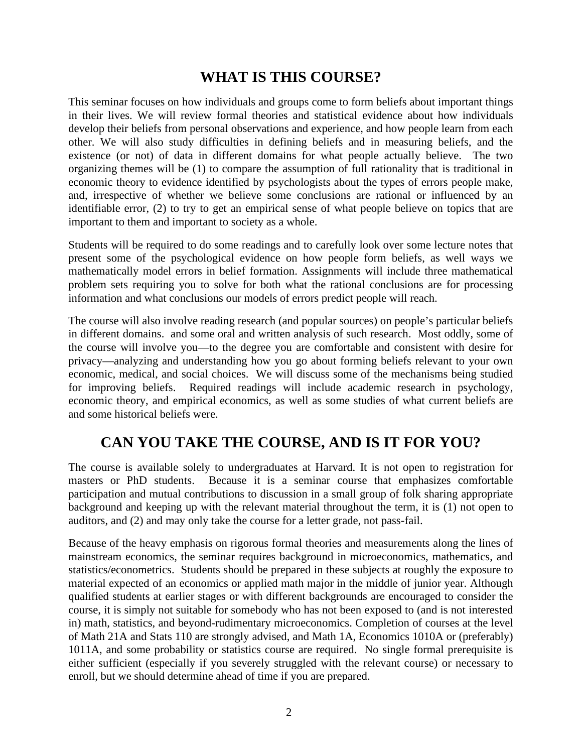## WHAT IS THIS COURSE?

This seminar focuses on how individuals and groups come to form beliefs about important things in their lives. We will review formal theories and statistical evidence about how individuals develop their beliefs from personal observations and experience, and how people learn from each other. We will also study difficulties in defining beliefs and in measuring beliefs, and the existence (or not) of data in different domains for what people actually believe. The two organizing themes will be (1) to compare the assumption of full rationality that is traditional in economic theory to evidence identified by psychologists about the types of errors people make, and, irrespective of whether we believe some conclusions are rational or influenced by an identifiable error, (2) to try to get an empirical sense of what people believe on topics that are important to them and important to society as a whole.

Students will be required to do some readings and to carefully look over some lecture notes that present some of the psychological evidence on how people form beliefs, as well ways we mathematically model errors in belief formation. Assignments will include three mathematical problem sets requiring you to solve for both what the rational conclusions are for processing information and what conclusions our models of errors predict people will reach.

The course will also involve reading research (and popular sources) on people's particular beliefs in different domains. and some oral and written analysis of such research. Most oddly, some of the course will involve you—to the degree you are comfortable and consistent with desire for privacy—analyzing and understanding how you go about forming beliefs relevant to your own economic, medical, and social choices. We will discuss some of the mechanisms being studied for improving beliefs. Required readings will include academic research in psychology, economic theory, and empirical economics, as well as some studies of what current beliefs are and some historical beliefs were.

## CAN YOU TAKE THE COURSE, AND IS IT FOR YOU?

The course is available solely to undergraduates at Harvard. It is not open to registration for masters or PhD students. Because it is a seminar course that emphasizes comfortable participation and mutual contributions to discussion in a small group of folk sharing appropriate background and keeping up with the relevant material throughout the term, it is (1) not open to auditors, and (2) and may only take the course for a letter grade, not pass-fail.

Because of the heavy emphasis on rigorous formal theories and measurements along the lines of mainstream economics, the seminar requires background in microeconomics, mathematics, and statistics/econometrics. Students should be prepared in these subjects at roughly the exposure to material expected of an economics or applied math major in the middle of junior year. Although qualified students at earlier stages or with different backgrounds are encouraged to consider the course, it is simply not suitable for somebody who has not been exposed to (and is not interested in) math, statistics, and beyond-rudimentary microeconomics. Completion of courses at the level of Math 21A and Stats 110 are strongly advised, and Math 1A, Economics 1010A or (preferably) 1011A, and some probability or statistics course are required. No single formal prerequisite is either sufficient (especially if you severely struggled with the relevant course) or necessary to enroll, but we should determine ahead of time if you are prepared.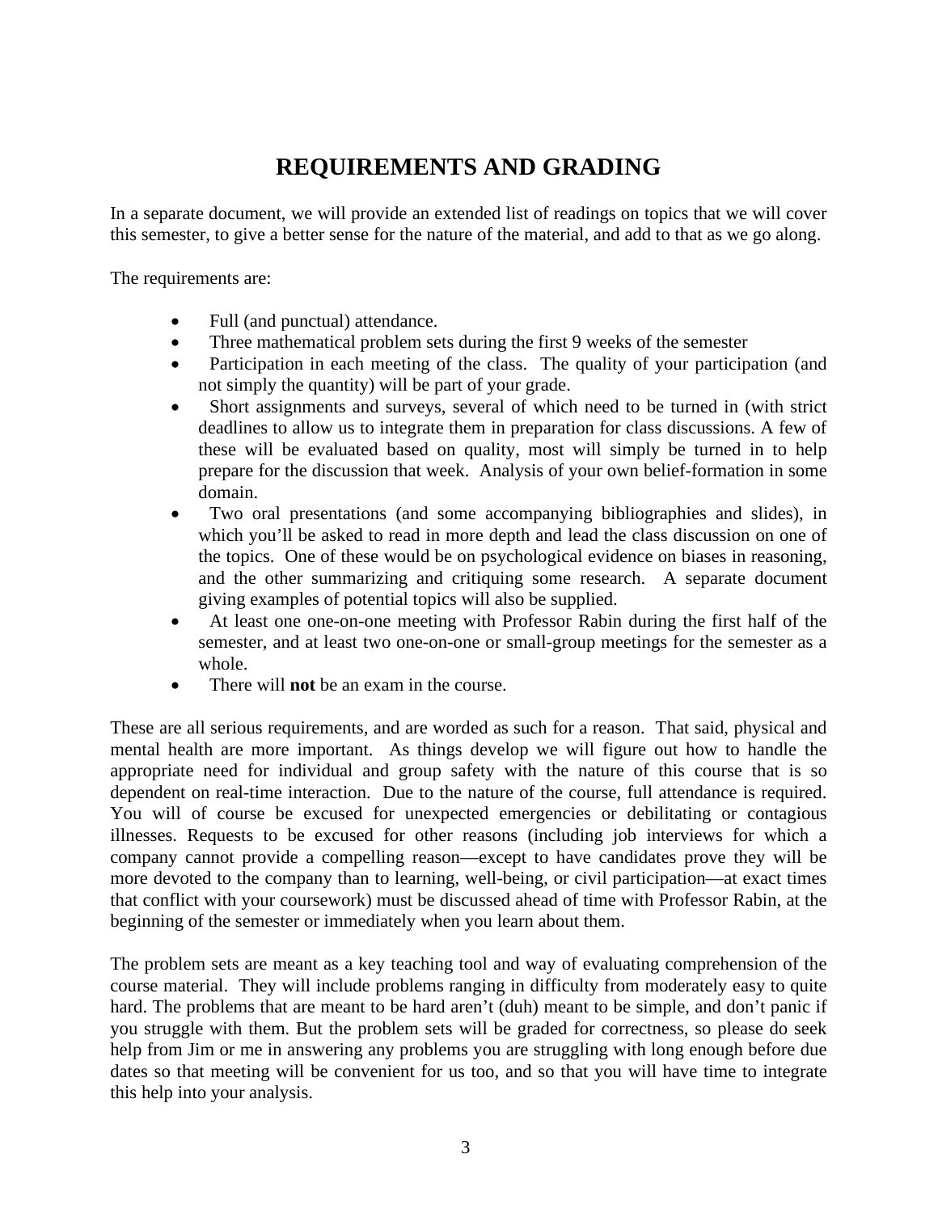# REQUIREMENTS AND GRADING

In a separate document, we will provide an extended list of readings on topics that we will cover this semester, to give a better sense for the nature of the material, and add to that as we go along.

The requirements are:

- Full (and punctual) attendance.
- Three mathematical problem sets during the first 9 weeks of the semester
- Participation in each meeting of the class. The quality of your participation (and not simply the quantity) will be part of your grade.
- Short assignments and surveys, several of which need to be turned in (with strict deadlines to allow us to integrate them in preparation for class discussions. A few of these will be evaluated based on quality, most will simply be turned in to help prepare for the discussion that week. Analysis of your own belief-formation in some domain.
- Two oral presentations (and some accompanying bibliographies and slides), in which you'll be asked to read in more depth and lead the class discussion on one of the topics. One of these would be on psychological evidence on biases in reasoning, and the other summarizing and critiquing some research. A separate document giving examples of potential topics will also be supplied.
- At least one one-on-one meeting with Professor Rabin during the first half of the semester, and at least two one-on-one or small-group meetings for the semester as a whole.
- There will **not** be an exam in the course.

These are all serious requirements, and are worded as such for a reason. That said, physical and mental health are more important. As things develop we will figure out how to handle the appropriate need for individual and group safety with the nature of this course that is so dependent on real-time interaction. Due to the nature of the course, full attendance is required. You will of course be excused for unexpected emergencies or debilitating or contagious illnesses. Requests to be excused for other reasons (including job interviews for which a company cannot provide a compelling reason—except to have candidates prove they will be more devoted to the company than to learning, well-being, or civil participation—at exact times that conflict with your coursework) must be discussed ahead of time with Professor Rabin, at the beginning of the semester or immediately when you learn about them.

The problem sets are meant as a key teaching tool and way of evaluating comprehension of the course material. They will include problems ranging in difficulty from moderately easy to quite hard. The problems that are meant to be hard aren't (duh) meant to be simple, and don't panic if you struggle with them. But the problem sets will be graded for correctness, so please do seek help from Jim or me in answering any problems you are struggling with long enough before due dates so that meeting will be convenient for us too, and so that you will have time to integrate this help into your analysis.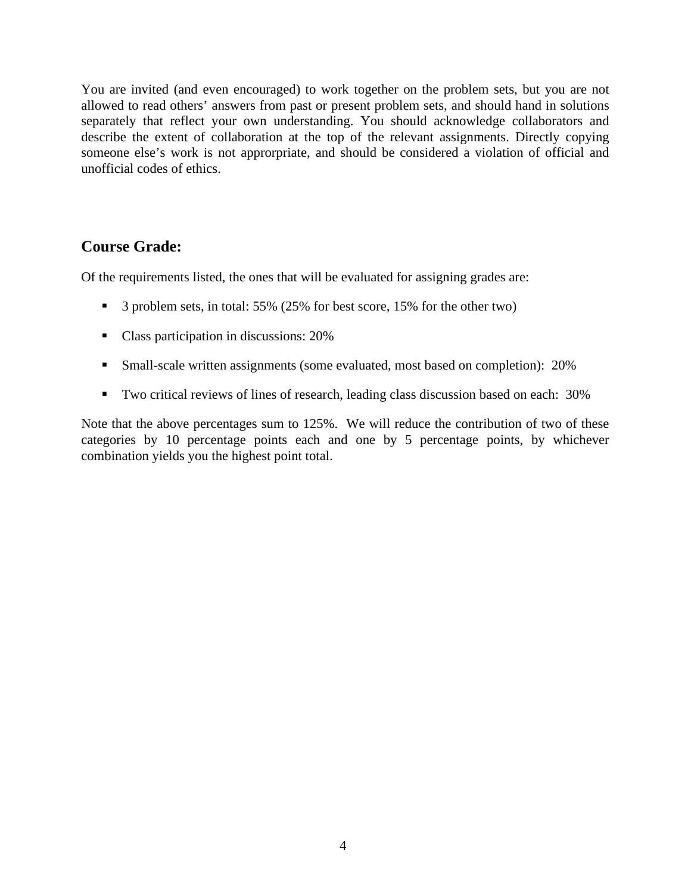You are invited (and even encouraged) to work together on the problem sets, but you are not allowed to read others' answers from past or present problem sets, and should hand in solutions separately that reflect your own understanding. You should acknowledge collaborators and describe the extent of collaboration at the top of the relevant assignments. Directly copying someone else's work is not apprорrpriate, and should be considered a violation of official and unofficial codes of ethics.

## Course Grade:

Of the requirements listed, the ones that will be evaluated for assigning grades are:

- 3 problem sets, in total: 55% (25% for best score, 15% for the other two)
- Class participation in discussions: 20%
- Small-scale written assignments (some evaluated, most based on completion): 20%
- Two critical reviews of lines of research, leading class discussion based on each: 30%

Note that the above percentages sum to 125%. We will reduce the contribution of two of these categories by 10 percentage points each and one by 5 percentage points, by whichever combination yields you the highest point total.